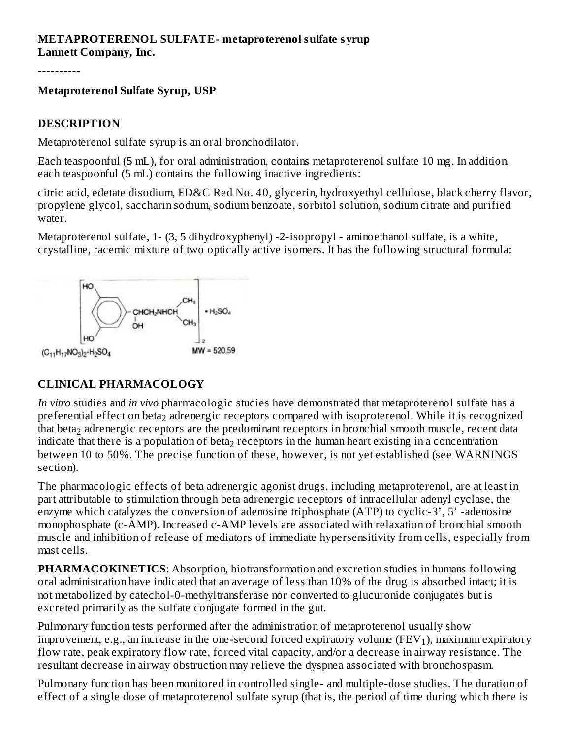**METAPROTERENOL SULFATE- metaproterenol sulfate syrup**
**Lannett Company, Inc.**

----------

**Metaproterenol Sulfate Syrup, USP**

## DESCRIPTION

Metaproterenol sulfate syrup is an oral bronchodilator.

Each teaspoonful (5 mL), for oral administration, contains metaproterenol sulfate 10 mg. In addition, each teaspoonful (5 mL) contains the following inactive ingredients:

citric acid, edetate disodium, FD&C Red No. 40, glycerin, hydroxyethyl cellulose, black cherry flavor, propylene glycol, saccharin sodium, sodium benzoate, sorbitol solution, sodium citrate and purified water.

Metaproterenol sulfate, 1- (3, 5 dihydroxyphenyl) -2-isopropyl - aminoethanol sulfate, is a white, crystalline, racemic mixture of two optically active isomers. It has the following structural formula:

$(C_{11}H_{17}NO_3)_2 \cdot H_2SO_4$ MW = 520.59

## CLINICAL PHARMACOLOGY

*In vitro* studies and *in vivo* pharmacologic studies have demonstrated that metaproterenol sulfate has a preferential effect on $beta_2$ adrenergic receptors compared with isoproterenol. While it is recognized that $beta_2$ adrenergic receptors are the predominant receptors in bronchial smooth muscle, recent data indicate that there is a population of $beta_2$ receptors in the human heart existing in a concentration between 10 to 50%. The precise function of these, however, is not yet established (see WARNINGS section).

The pharmacologic effects of beta adrenergic agonist drugs, including metaproterenol, are at least in part attributable to stimulation through beta adrenergic receptors of intracellular adenyl cyclase, the enzyme which catalyzes the conversion of adenosine triphosphate (ATP) to cyclic-3', 5' -adenosine monophosphate (c-AMP). Increased c-AMP levels are associated with relaxation of bronchial smooth muscle and inhibition of release of mediators of immediate hypersensitivity from cells, especially from mast cells.

**PHARMACOKINETICS**: Absorption, biotransformation and excretion studies in humans following oral administration have indicated that an average of less than 10% of the drug is absorbed intact; it is not metabolized by catechol-0-methyltransferase nor converted to glucuronide conjugates but is excreted primarily as the sulfate conjugate formed in the gut.

Pulmonary function tests performed after the administration of metaproterenol usually show improvement, e.g., an increase in the one-second forced expiratory volume ($FEV_1$), maximum expiratory flow rate, peak expiratory flow rate, forced vital capacity, and/or a decrease in airway resistance. The resultant decrease in airway obstruction may relieve the dyspnea associated with bronchospasm.

Pulmonary function has been monitored in controlled single- and multiple-dose studies. The duration of effect of a single dose of metaproterenol sulfate syrup (that is, the period of time during which there is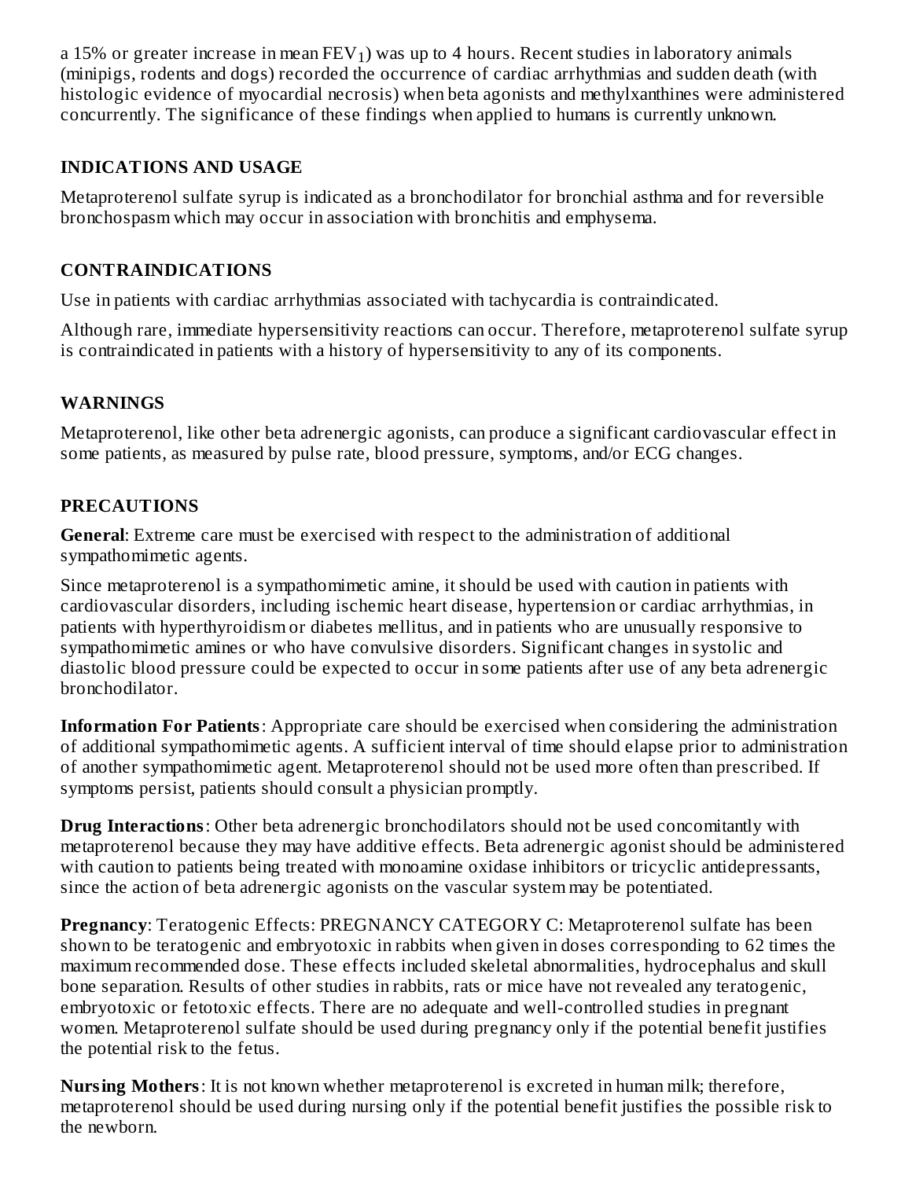a 15% or greater increase in mean $FEV_1$) was up to 4 hours. Recent studies in laboratory animals (minipigs, rodents and dogs) recorded the occurrence of cardiac arrhythmias and sudden death (with histologic evidence of myocardial necrosis) when beta agonists and methylxanthines were administered concurrently. The significance of these findings when applied to humans is currently unknown.

## INDICATIONS AND USAGE

Metaproterenol sulfate syrup is indicated as a bronchodilator for bronchial asthma and for reversible bronchospasm which may occur in association with bronchitis and emphysema.

## CONTRAINDICATIONS

Use in patients with cardiac arrhythmias associated with tachycardia is contraindicated.

Although rare, immediate hypersensitivity reactions can occur. Therefore, metaproterenol sulfate syrup is contraindicated in patients with a history of hypersensitivity to any of its components.

## WARNINGS

Metaproterenol, like other beta adrenergic agonists, can produce a significant cardiovascular effect in some patients, as measured by pulse rate, blood pressure, symptoms, and/or ECG changes.

## PRECAUTIONS

**General**: Extreme care must be exercised with respect to the administration of additional sympathomimetic agents.

Since metaproterenol is a sympathomimetic amine, it should be used with caution in patients with cardiovascular disorders, including ischemic heart disease, hypertension or cardiac arrhythmias, in patients with hyperthyroidism or diabetes mellitus, and in patients who are unusually responsive to sympathomimetic amines or who have convulsive disorders. Significant changes in systolic and diastolic blood pressure could be expected to occur in some patients after use of any beta adrenergic bronchodilator.

**Information For Patients**: Appropriate care should be exercised when considering the administration of additional sympathomimetic agents. A sufficient interval of time should elapse prior to administration of another sympathomimetic agent. Metaproterenol should not be used more often than prescribed. If symptoms persist, patients should consult a physician promptly.

**Drug Interactions**: Other beta adrenergic bronchodilators should not be used concomitantly with metaproterenol because they may have additive effects. Beta adrenergic agonist should be administered with caution to patients being treated with monoamine oxidase inhibitors or tricyclic antidepressants, since the action of beta adrenergic agonists on the vascular system may be potentiated.

**Pregnancy**: Teratogenic Effects: PREGNANCY CATEGORY C: Metaproterenol sulfate has been shown to be teratogenic and embryotoxic in rabbits when given in doses corresponding to 62 times the maximum recommended dose. These effects included skeletal abnormalities, hydrocephalus and skull bone separation. Results of other studies in rabbits, rats or mice have not revealed any teratogenic, embryotoxic or fetotoxic effects. There are no adequate and well-controlled studies in pregnant women. Metaproterenol sulfate should be used during pregnancy only if the potential benefit justifies the potential risk to the fetus.

**Nursing Mothers**: It is not known whether metaproterenol is excreted in human milk; therefore, metaproterenol should be used during nursing only if the potential benefit justifies the possible risk to the newborn.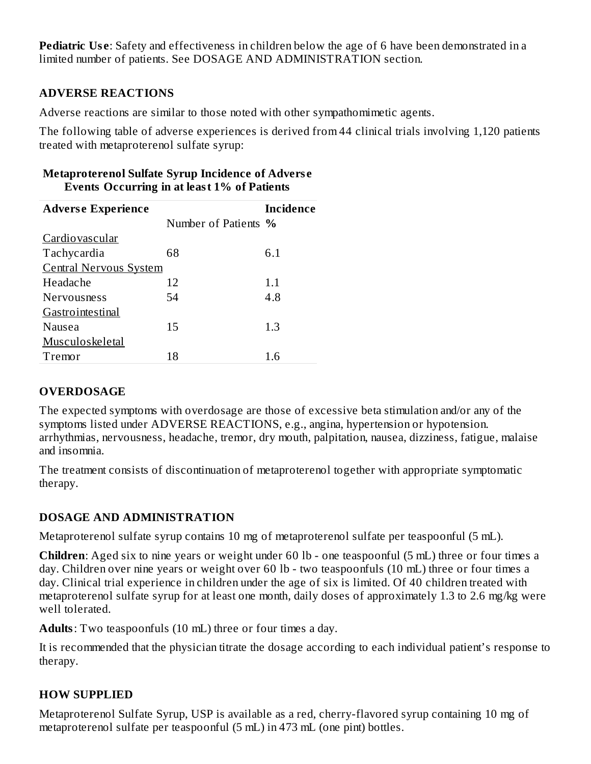**Pediatric Use**: Safety and effectiveness in children below the age of 6 have been demonstrated in a limited number of patients. See DOSAGE AND ADMINISTRATION section.

## ADVERSE REACTIONS

Adverse reactions are similar to those noted with other sympathomimetic agents.

The following table of adverse experiences is derived from 44 clinical trials involving 1,120 patients treated with metaproterenol sulfate syrup:

**Metaproterenol Sulfate Syrup Incidence of Adverse Events Occurring in at least 1% of Patients**

| Adverse Experience | Number of Patients | Incidence % |
|---|---|---|
| Cardiovascular | | |
| Tachycardia | 68 | 6.1 |
| Central Nervous System | | |
| Headache | 12 | 1.1 |
| Nervousness | 54 | 4.8 |
| Gastrointestinal | | |
| Nausea | 15 | 1.3 |
| Musculoskeletal | | |
| Tremor | 18 | 1.6 |

## OVERDOSAGE

The expected symptoms with overdosage are those of excessive beta stimulation and/or any of the symptoms listed under ADVERSE REACTIONS, e.g., angina, hypertension or hypotension. arrhythmias, nervousness, headache, tremor, dry mouth, palpitation, nausea, dizziness, fatigue, malaise and insomnia.

The treatment consists of discontinuation of metaproterenol together with appropriate symptomatic therapy.

## DOSAGE AND ADMINISTRATION

Metaproterenol sulfate syrup contains 10 mg of metaproterenol sulfate per teaspoonful (5 mL).

**Children**: Aged six to nine years or weight under 60 lb - one teaspoonful (5 mL) three or four times a day. Children over nine years or weight over 60 lb - two teaspoonfuls (10 mL) three or four times a day. Clinical trial experience in children under the age of six is limited. Of 40 children treated with metaproterenol sulfate syrup for at least one month, daily doses of approximately 1.3 to 2.6 mg/kg were well tolerated.

**Adults**: Two teaspoonfuls (10 mL) three or four times a day.

It is recommended that the physician titrate the dosage according to each individual patient's response to therapy.

## HOW SUPPLIED

Metaproterenol Sulfate Syrup, USP is available as a red, cherry-flavored syrup containing 10 mg of metaproterenol sulfate per teaspoonful (5 mL) in 473 mL (one pint) bottles.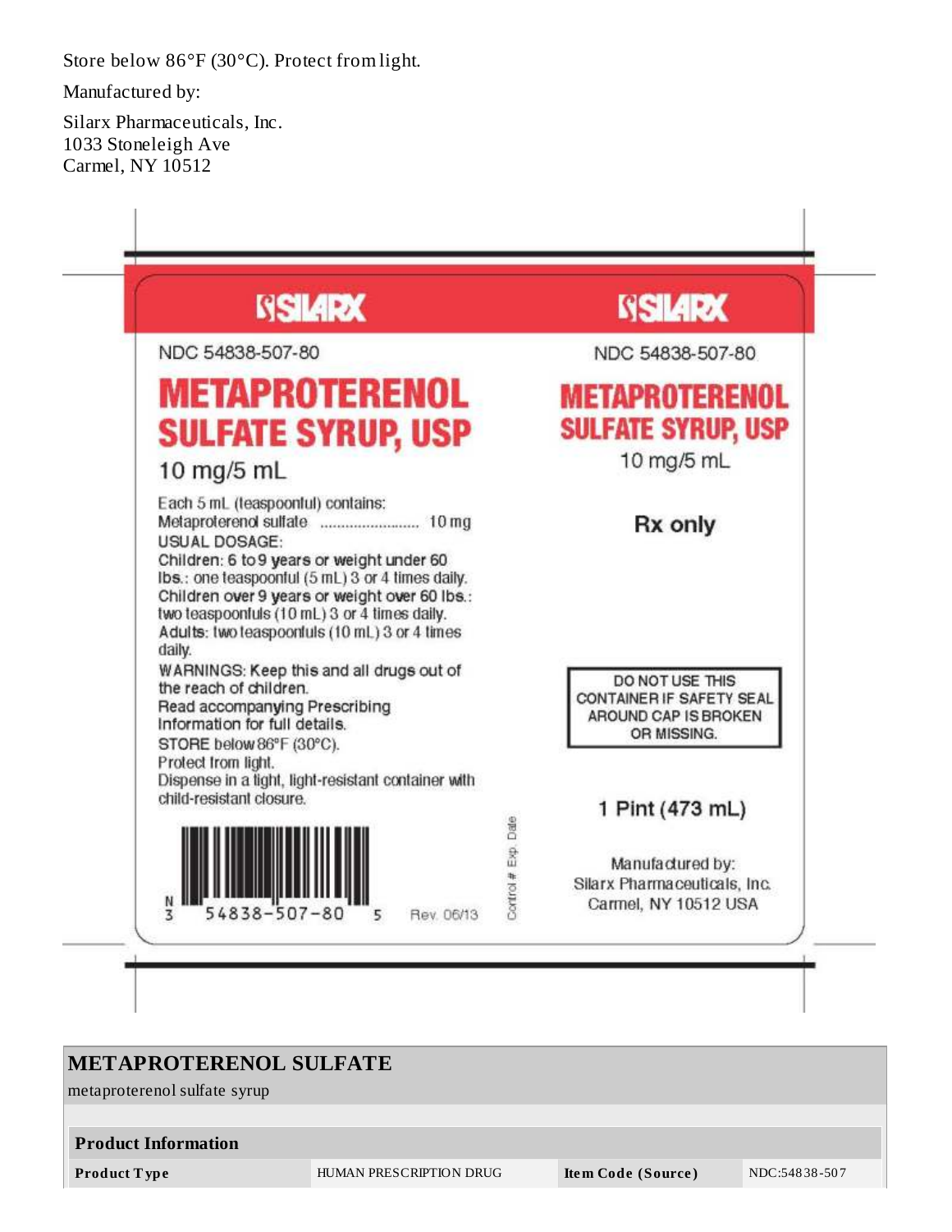Store below 86°F (30°C). Protect from light.

Manufactured by:

Silarx Pharmaceuticals, Inc.
1033 Stoneleigh Ave
Carmel, NY 10512

SILARX

NDC 54838-507-80

**METAPROTERENOL SULFATE SYRUP, USP**

10 mg/5 mL

Each 5 mL (teaspoonful) contains:
Metaproterenol sulfate ........................ 10 mg

USUAL DOSAGE:
Children: 6 to 9 years or weight under 60 lbs.: one teaspoonful (5 mL) 3 or 4 times daily.
Children over 9 years or weight over 60 lbs.: two teaspoonfuls (10 mL) 3 or 4 times daily.
Adults: two teaspoonfuls (10 mL) 3 or 4 times daily.

WARNINGS: Keep this and all drugs out of the reach of children.
Read accompanying Prescribing Information for full details.
STORE below 86°F (30°C).
Protect from light.
Dispense in a tight, light-resistant container with child-resistant closure.

N 3 54838-507-80 5 Rev. 06/13

Control # Exp. Date

SILARX

NDC 54838-507-80

**METAPROTERENOL SULFATE SYRUP, USP**

10 mg/5 mL

**Rx only**

DO NOT USE THIS CONTAINER IF SAFETY SEAL AROUND CAP IS BROKEN OR MISSING.

**1 Pint (473 mL)**

Manufactured by:
Silarx Pharmaceuticals, Inc.
Carmel, NY 10512 USA

## METAPROTERENOL SULFATE

metaproterenol sulfate syrup

| Product Information | | | |
|---|---|---|---|
| **Product Type** | HUMAN PRESCRIPTION DRUG | **Item Code (Source)** | NDC:54838-507 |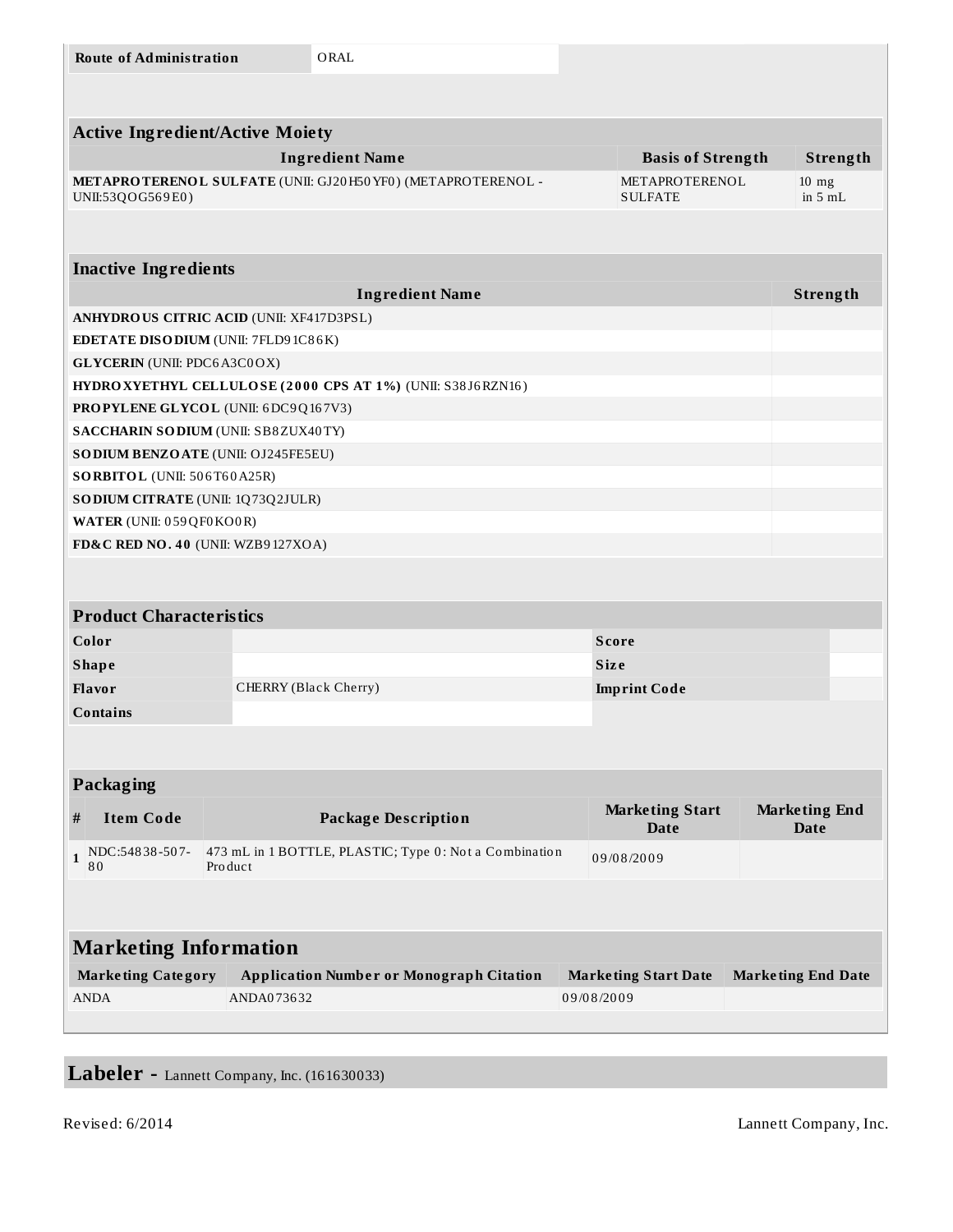| Route of Administration | ORAL |
| --- | --- |

| Active Ingredient/Active Moiety | | |
| --- | --- | --- |
| **Ingredient Name** | **Basis of Strength** | **Strength** |
| **METAPROTERENOL SULFATE** (UNII: GJ20H50YF0) (METAPROTERENOL - UNII:53QOG569E0) | METAPROTERENOL SULFATE | 10 mg in 5 mL |

| Inactive Ingredients | |
| --- | --- |
| **Ingredient Name** | **Strength** |
| **ANHYDROUS CITRIC ACID** (UNII: XF417D3PSL) | |
| **EDETATE DISODIUM** (UNII: 7FLD91C86K) | |
| **GLYCERIN** (UNII: PDC6A3C0OX) | |
| **HYDROXYETHYL CELLULOSE (2000 CPS AT 1%)** (UNII: S38J6RZN16) | |
| **PROPYLENE GLYCOL** (UNII: 6DC9Q167V3) | |
| **SACCHARIN SODIUM** (UNII: SB8ZUX40TY) | |
| **SODIUM BENZOATE** (UNII: OJ245FE5EU) | |
| **SORBITOL** (UNII: 506T60A25R) | |
| **SODIUM CITRATE** (UNII: 1Q73Q2JULR) | |
| **WATER** (UNII: 059QF0KO0R) | |
| **FD&C RED NO. 40** (UNII: WZB9127XOA) | |

| Product Characteristics | | | |
| --- | --- | --- | --- |
| **Color** | | **Score** | |
| **Shape** | | **Size** | |
| **Flavor** | CHERRY (Black Cherry) | **Imprint Code** | |
| **Contains** | | | |

| Packaging | | | | |
| --- | --- | --- | --- | --- |
| **#** | **Item Code** | **Package Description** | **Marketing Start Date** | **Marketing End Date** |
| **1** | NDC:54838-507-80 | 473 mL in 1 BOTTLE, PLASTIC; Type 0: Not a Combination Product | 09/08/2009 | |

| Marketing Information | | | |
| --- | --- | --- | --- |
| **Marketing Category** | **Application Number or Monograph Citation** | **Marketing Start Date** | **Marketing End Date** |
| ANDA | ANDA073632 | 09/08/2009 | |

## Labeler - Lannett Company, Inc. (161630033)

Revised: 6/2014

Lannett Company, Inc.